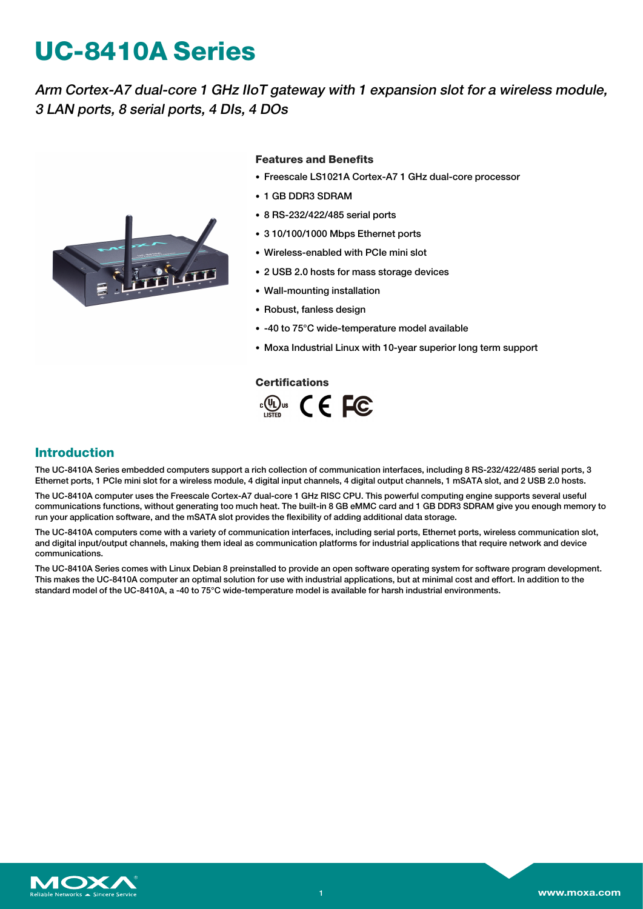# UC-8410A Series

*Arm Cortex-A7 dual-core 1 GHz IIoT gateway with 1 expansion slot for a wireless module, 3 LAN ports, 8 serial ports, 4 DIs, 4 DOs*

### Features and Benefits

- Freescale LS1021A Cortex-A7 1 GHz dual-core processor
- 1 GB DDR3 SDRAM
- 8 RS-232/422/485 serial ports
- 3 10/100/1000 Mbps Ethernet ports
- Wireless-enabled with PCIe mini slot
- 2 USB 2.0 hosts for mass storage devices
- Wall-mounting installation
- Robust, fanless design
- -40 to 75°C wide-temperature model available
- Moxa Industrial Linux with 10-year superior long term support

### Certifications

## Introduction

The UC-8410A Series embedded computers support a rich collection of communication interfaces, including 8 RS-232/422/485 serial ports, 3 Ethernet ports, 1 PCIe mini slot for a wireless module, 4 digital input channels, 4 digital output channels, 1 mSATA slot, and 2 USB 2.0 hosts.

The UC-8410A computer uses the Freescale Cortex-A7 dual-core 1 GHz RISC CPU. This powerful computing engine supports several useful communications functions, without generating too much heat. The built-in 8 GB eMMC card and 1 GB DDR3 SDRAM give you enough memory to run your application software, and the mSATA slot provides the flexibility of adding additional data storage.

The UC-8410A computers come with a variety of communication interfaces, including serial ports, Ethernet ports, wireless communication slot, and digital input/output channels, making them ideal as communication platforms for industrial applications that require network and device communications.

The UC-8410A Series comes with Linux Debian 8 preinstalled to provide an open software operating system for software program development. This makes the UC-8410A computer an optimal solution for use with industrial applications, but at minimal cost and effort. In addition to the standard model of the UC-8410A, a -40 to 75°C wide-temperature model is available for harsh industrial environments.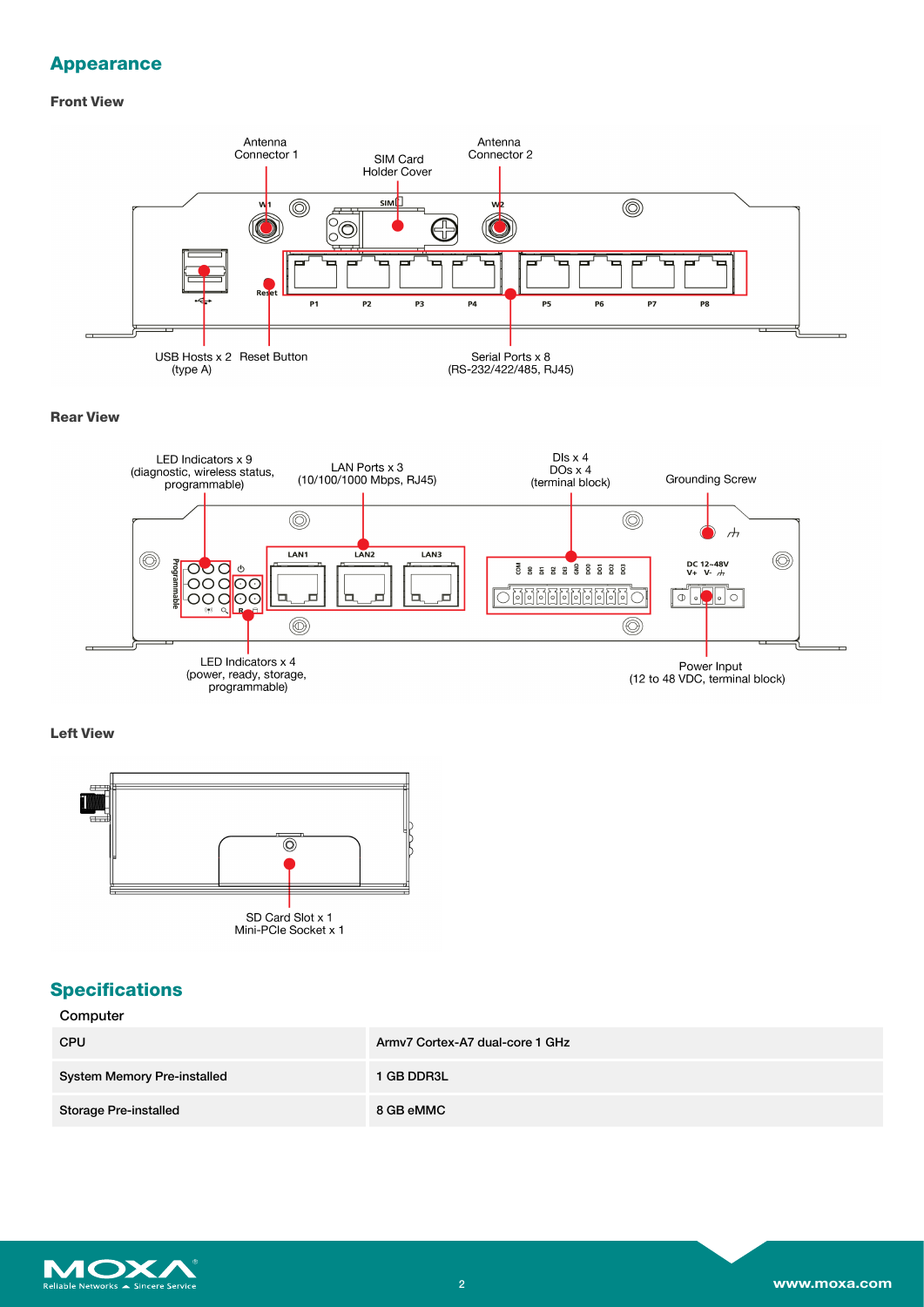## Appearance

### Front View

Antenna Connector 1

SIM Card Holder Cover

Antenna Connector 2

USB Hosts x 2 (type A)

Reset Button

Serial Ports x 8 (RS-232/422/485, RJ45)

### Rear View

LED Indicators x 9 (diagnostic, wireless status, programmable)

LAN Ports x 3 (10/100/1000 Mbps, RJ45)

DIs x 4 DOs x 4 (terminal block)

Grounding Screw

LED Indicators x 4 (power, ready, storage, programmable)

Power Input (12 to 48 VDC, terminal block)

### Left View

SD Card Slot x 1 Mini-PCIe Socket x 1

## Specifications

### Computer

| | |
|---|---|
| CPU | Armv7 Cortex-A7 dual-core 1 GHz |
| System Memory Pre-installed | 1 GB DDR3L |
| Storage Pre-installed | 8 GB eMMC |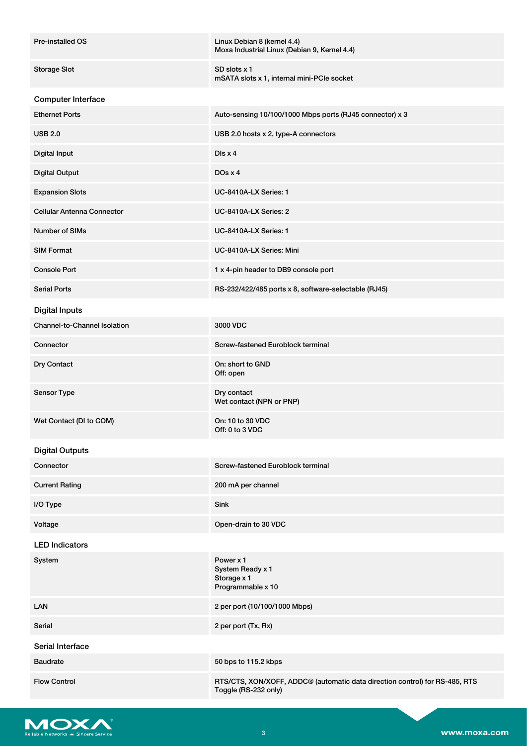| | |
|---|---|
| Pre-installed OS | Linux Debian 8 (kernel 4.4)<br>Moxa Industrial Linux (Debian 9, Kernel 4.4) |
| Storage Slot | SD slots x 1<br>mSATA slots x 1, internal mini-PCIe socket |

### Computer Interface

| | |
|---|---|
| Ethernet Ports | Auto-sensing 10/100/1000 Mbps ports (RJ45 connector) x 3 |
| USB 2.0 | USB 2.0 hosts x 2, type-A connectors |
| Digital Input | DIs x 4 |
| Digital Output | DOs x 4 |
| Expansion Slots | UC-8410A-LX Series: 1 |
| Cellular Antenna Connector | UC-8410A-LX Series: 2 |
| Number of SIMs | UC-8410A-LX Series: 1 |
| SIM Format | UC-8410A-LX Series: Mini |
| Console Port | 1 x 4-pin header to DB9 console port |
| Serial Ports | RS-232/422/485 ports x 8, software-selectable (RJ45) |

### Digital Inputs

| | |
|---|---|
| Channel-to-Channel Isolation | 3000 VDC |
| Connector | Screw-fastened Euroblock terminal |
| Dry Contact | On: short to GND<br>Off: open |
| Sensor Type | Dry contact<br>Wet contact (NPN or PNP) |
| Wet Contact (DI to COM) | On: 10 to 30 VDC<br>Off: 0 to 3 VDC |

### Digital Outputs

| | |
|---|---|
| Connector | Screw-fastened Euroblock terminal |
| Current Rating | 200 mA per channel |
| I/O Type | Sink |
| Voltage | Open-drain to 30 VDC |

### LED Indicators

| | |
|---|---|
| System | Power x 1<br>System Ready x 1<br>Storage x 1<br>Programmable x 10 |
| LAN | 2 per port (10/100/1000 Mbps) |
| Serial | 2 per port (Tx, Rx) |

### Serial Interface

| | |
|---|---|
| Baudrate | 50 bps to 115.2 kbps |
| Flow Control | RTS/CTS, XON/XOFF, ADDC® (automatic data direction control) for RS-485, RTS Toggle (RS-232 only) |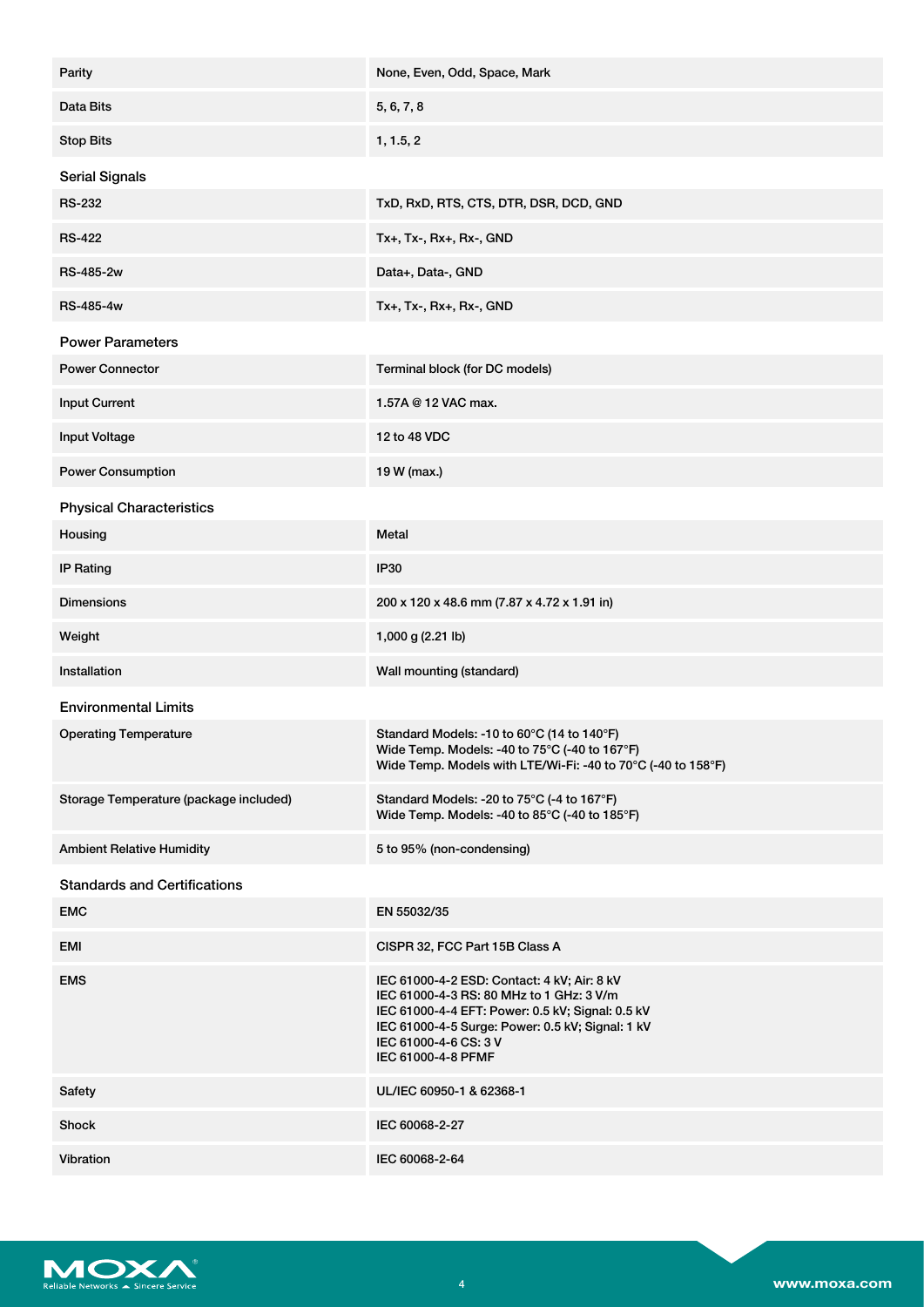| | |
|---|---|
| Parity | None, Even, Odd, Space, Mark |
| Data Bits | 5, 6, 7, 8 |
| Stop Bits | 1, 1.5, 2 |

### Serial Signals

| | |
|---|---|
| RS-232 | TxD, RxD, RTS, CTS, DTR, DSR, DCD, GND |
| RS-422 | Tx+, Tx-, Rx+, Rx-, GND |
| RS-485-2w | Data+, Data-, GND |
| RS-485-4w | Tx+, Tx-, Rx+, Rx-, GND |

### Power Parameters

| | |
|---|---|
| Power Connector | Terminal block (for DC models) |
| Input Current | 1.57A @ 12 VAC max. |
| Input Voltage | 12 to 48 VDC |
| Power Consumption | 19 W (max.) |

### Physical Characteristics

| | |
|---|---|
| Housing | Metal |
| IP Rating | IP30 |
| Dimensions | 200 x 120 x 48.6 mm (7.87 x 4.72 x 1.91 in) |
| Weight | 1,000 g (2.21 lb) |
| Installation | Wall mounting (standard) |

### Environmental Limits

| | |
|---|---|
| Operating Temperature | Standard Models: -10 to 60°C (14 to 140°F)<br>Wide Temp. Models: -40 to 75°C (-40 to 167°F)<br>Wide Temp. Models with LTE/Wi-Fi: -40 to 70°C (-40 to 158°F) |
| Storage Temperature (package included) | Standard Models: -20 to 75°C (-4 to 167°F)<br>Wide Temp. Models: -40 to 85°C (-40 to 185°F) |
| Ambient Relative Humidity | 5 to 95% (non-condensing) |

### Standards and Certifications

| | |
|---|---|
| EMC | EN 55032/35 |
| EMI | CISPR 32, FCC Part 15B Class A |
| EMS | IEC 61000-4-2 ESD: Contact: 4 kV; Air: 8 kV<br>IEC 61000-4-3 RS: 80 MHz to 1 GHz: 3 V/m<br>IEC 61000-4-4 EFT: Power: 0.5 kV; Signal: 0.5 kV<br>IEC 61000-4-5 Surge: Power: 0.5 kV; Signal: 1 kV<br>IEC 61000-4-6 CS: 3 V<br>IEC 61000-4-8 PFMF |
| Safety | UL/IEC 60950-1 & 62368-1 |
| Shock | IEC 60068-2-27 |
| Vibration | IEC 60068-2-64 |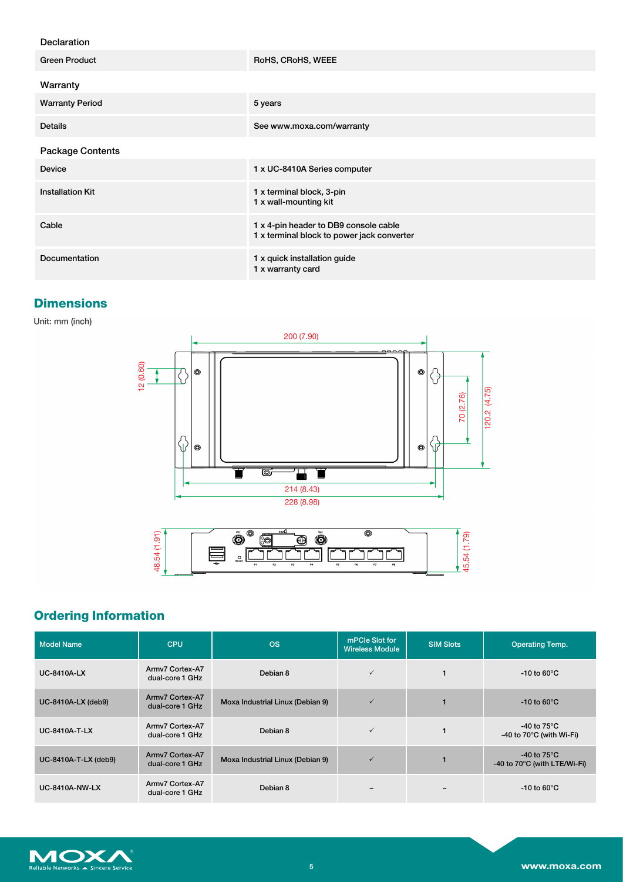### Declaration

| | |
|---|---|
| Green Product | RoHS, CRoHS, WEEE |

### Warranty

| | |
|---|---|
| Warranty Period | 5 years |
| Details | See www.moxa.com/warranty |

### Package Contents

| | |
|---|---|
| Device | 1 x UC-8410A Series computer |
| Installation Kit | 1 x terminal block, 3-pin<br>1 x wall-mounting kit |
| Cable | 1 x 4-pin header to DB9 console cable<br>1 x terminal block to power jack converter |
| Documentation | 1 x quick installation guide<br>1 x warranty card |

## Dimensions

Unit: mm (inch)

## Ordering Information

| Model Name | CPU | OS | mPCIe Slot for Wireless Module | SIM Slots | Operating Temp. |
|---|---|---|---|---|---|
| UC-8410A-LX | Armv7 Cortex-A7 dual-core 1 GHz | Debian 8 | ✓ | 1 | -10 to 60°C |
| UC-8410A-LX (deb9) | Armv7 Cortex-A7 dual-core 1 GHz | Moxa Industrial Linux (Debian 9) | ✓ | 1 | -10 to 60°C |
| UC-8410A-T-LX | Armv7 Cortex-A7 dual-core 1 GHz | Debian 8 | ✓ | 1 | -40 to 75°C<br>-40 to 70°C (with Wi-Fi) |
| UC-8410A-T-LX (deb9) | Armv7 Cortex-A7 dual-core 1 GHz | Moxa Industrial Linux (Debian 9) | ✓ | 1 | -40 to 75°C<br>-40 to 70°C (with LTE/Wi-Fi) |
| UC-8410A-NW-LX | Armv7 Cortex-A7 dual-core 1 GHz | Debian 8 | – | – | -10 to 60°C |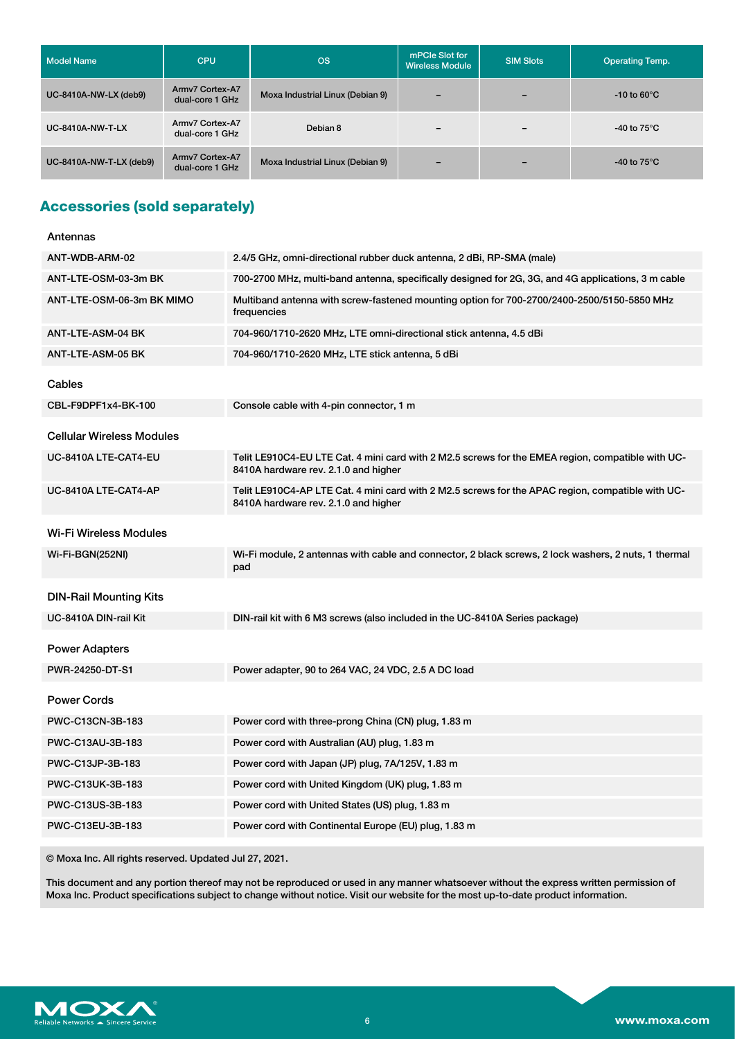| Model Name | CPU | OS | mPCIe Slot for Wireless Module | SIM Slots | Operating Temp. |
|---|---|---|---|---|---|
| UC-8410A-NW-LX (deb9) | Armv7 Cortex-A7 dual-core 1 GHz | Moxa Industrial Linux (Debian 9) | – | – | -10 to 60°C |
| UC-8410A-NW-T-LX | Armv7 Cortex-A7 dual-core 1 GHz | Debian 8 | – | – | -40 to 75°C |
| UC-8410A-NW-T-LX (deb9) | Armv7 Cortex-A7 dual-core 1 GHz | Moxa Industrial Linux (Debian 9) | – | – | -40 to 75°C |

## Accessories (sold separately)

**Antennas**

| | |
|---|---|
| ANT-WDB-ARM-02 | 2.4/5 GHz, omni-directional rubber duck antenna, 2 dBi, RP-SMA (male) |
| ANT-LTE-OSM-03-3m BK | 700-2700 MHz, multi-band antenna, specifically designed for 2G, 3G, and 4G applications, 3 m cable |
| ANT-LTE-OSM-06-3m BK MIMO | Multiband antenna with screw-fastened mounting option for 700-2700/2400-2500/5150-5850 MHz frequencies |
| ANT-LTE-ASM-04 BK | 704-960/1710-2620 MHz, LTE omni-directional stick antenna, 4.5 dBi |
| ANT-LTE-ASM-05 BK | 704-960/1710-2620 MHz, LTE stick antenna, 5 dBi |

**Cables**

| | |
|---|---|
| CBL-F9DPF1x4-BK-100 | Console cable with 4-pin connector, 1 m |

**Cellular Wireless Modules**

| | |
|---|---|
| UC-8410A LTE-CAT4-EU | Telit LE910C4-EU LTE Cat. 4 mini card with 2 M2.5 screws for the EMEA region, compatible with UC-8410A hardware rev. 2.1.0 and higher |
| UC-8410A LTE-CAT4-AP | Telit LE910C4-AP LTE Cat. 4 mini card with 2 M2.5 screws for the APAC region, compatible with UC-8410A hardware rev. 2.1.0 and higher |

**Wi-Fi Wireless Modules**

| | |
|---|---|
| Wi-Fi-BGN(252NI) | Wi-Fi module, 2 antennas with cable and connector, 2 black screws, 2 lock washers, 2 nuts, 1 thermal pad |

**DIN-Rail Mounting Kits**

| | |
|---|---|
| UC-8410A DIN-rail Kit | DIN-rail kit with 6 M3 screws (also included in the UC-8410A Series package) |

**Power Adapters**

| | |
|---|---|
| PWR-24250-DT-S1 | Power adapter, 90 to 264 VAC, 24 VDC, 2.5 A DC load |

**Power Cords**

| | |
|---|---|
| PWC-C13CN-3B-183 | Power cord with three-prong China (CN) plug, 1.83 m |
| PWC-C13AU-3B-183 | Power cord with Australian (AU) plug, 1.83 m |
| PWC-C13JP-3B-183 | Power cord with Japan (JP) plug, 7A/125V, 1.83 m |
| PWC-C13UK-3B-183 | Power cord with United Kingdom (UK) plug, 1.83 m |
| PWC-C13US-3B-183 | Power cord with United States (US) plug, 1.83 m |
| PWC-C13EU-3B-183 | Power cord with Continental Europe (EU) plug, 1.83 m |

© Moxa Inc. All rights reserved. Updated Jul 27, 2021.

This document and any portion thereof may not be reproduced or used in any manner whatsoever without the express written permission of Moxa Inc. Product specifications subject to change without notice. Visit our website for the most up-to-date product information.